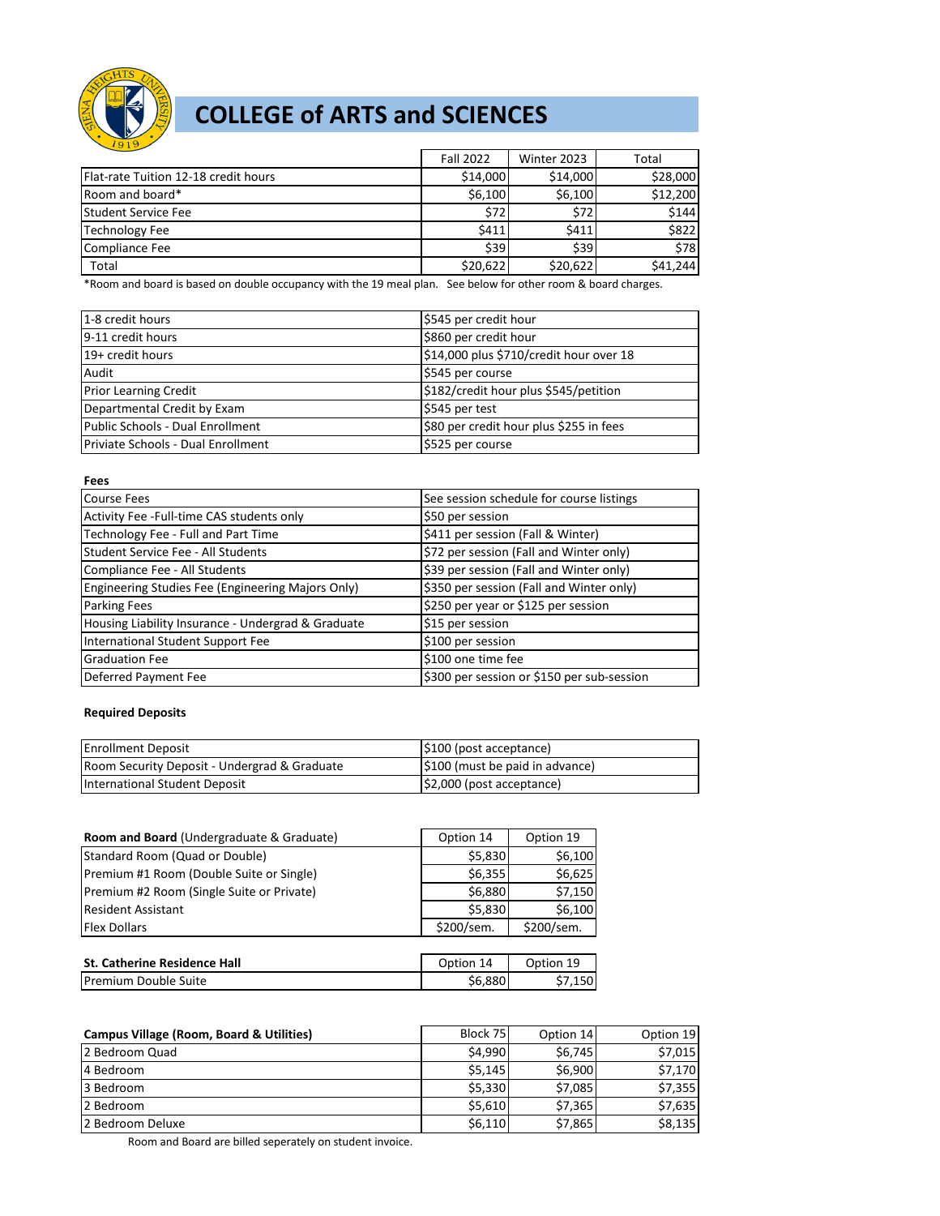# COLLEGE of ARTS and SCIENCES

| | Fall 2022 | Winter 2023 | Total |
|---|---|---|---|
| Flat-rate Tuition 12-18 credit hours | $14,000 | $14,000 | $28,000 |
| Room and board* | $6,100 | $6,100 | $12,200 |
| Student Service Fee | $72 | $72 | $144 |
| Technology Fee | $411 | $411 | $822 |
| Compliance Fee | $39 | $39 | $78 |
| Total | $20,622 | $20,622 | $41,244 |

*Room and board is based on double occupancy with the 19 meal plan. See below for other room & board charges.

| | |
|---|---|
| 1-8 credit hours | $545 per credit hour |
| 9-11 credit hours | $860 per credit hour |
| 19+ credit hours | $14,000 plus $710/credit hour over 18 |
| Audit | $545 per course |
| Prior Learning Credit | $182/credit hour plus $545/petition |
| Departmental Credit by Exam | $545 per test |
| Public Schools - Dual Enrollment | $80 per credit hour plus $255 in fees |
| Priviate Schools - Dual Enrollment | $525 per course |

**Fees**

| | |
|---|---|
| Course Fees | See session schedule for course listings |
| Activity Fee -Full-time CAS students only | $50 per session |
| Technology Fee - Full and Part Time | $411 per session (Fall & Winter) |
| Student Service Fee - All Students | $72 per session (Fall and Winter only) |
| Compliance Fee - All Students | $39 per session (Fall and Winter only) |
| Engineering Studies Fee (Engineering Majors Only) | $350 per session (Fall and Winter only) |
| Parking Fees | $250 per year or $125 per session |
| Housing Liability Insurance - Undergrad & Graduate | $15 per session |
| International Student Support Fee | $100 per session |
| Graduation Fee | $100 one time fee |
| Deferred Payment Fee | $300 per session or $150 per sub-session |

**Required Deposits**

| | |
|---|---|
| Enrollment Deposit | $100 (post acceptance) |
| Room Security Deposit - Undergrad & Graduate | $100 (must be paid in advance) |
| International Student Deposit | $2,000 (post acceptance) |

| **Room and Board** (Undergraduate & Graduate) | Option 14 | Option 19 |
|---|---|---|
| Standard Room (Quad or Double) | $5,830 | $6,100 |
| Premium #1 Room (Double Suite or Single) | $6,355 | $6,625 |
| Premium #2 Room (Single Suite or Private) | $6,880 | $7,150 |
| Resident Assistant | $5,830 | $6,100 |
| Flex Dollars | $200/sem. | $200/sem. |

| **St. Catherine Residence Hall** | Option 14 | Option 19 |
|---|---|---|
| Premium Double Suite | $6,880 | $7,150 |

| **Campus Village (Room, Board & Utilities)** | Block 75 | Option 14 | Option 19 |
|---|---|---|---|
| 2 Bedroom Quad | $4,990 | $6,745 | $7,015 |
| 4 Bedroom | $5,145 | $6,900 | $7,170 |
| 3 Bedroom | $5,330 | $7,085 | $7,355 |
| 2 Bedroom | $5,610 | $7,365 | $7,635 |
| 2 Bedroom Deluxe | $6,110 | $7,865 | $8,135 |

Room and Board are billed seperately on student invoice.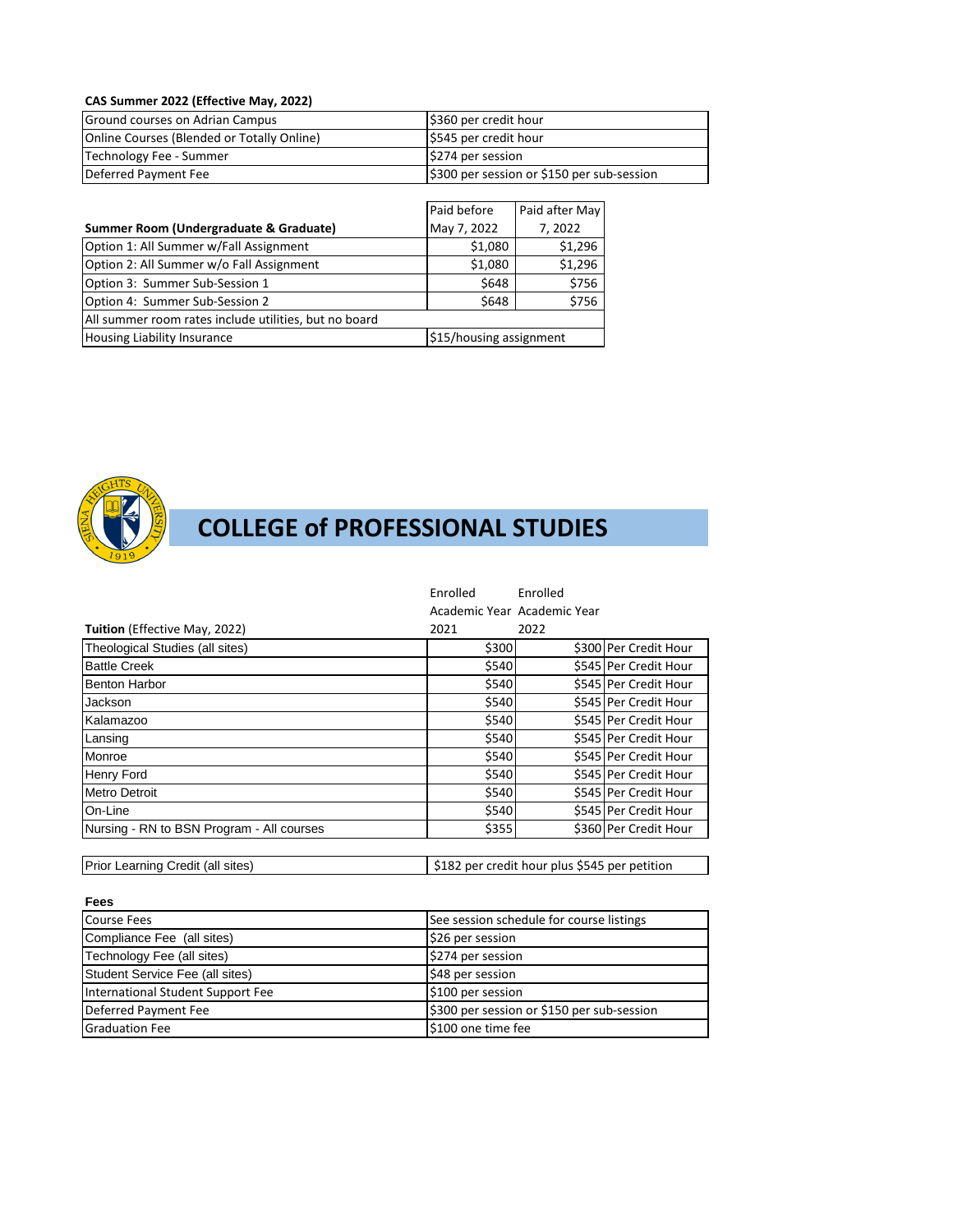**CAS Summer 2022 (Effective May, 2022)**

| | |
|---|---|
| Ground courses on Adrian Campus | $360 per credit hour |
| Online Courses (Blended or Totally Online) | $545 per credit hour |
| Technology Fee - Summer | $274 per session |
| Deferred Payment Fee | $300 per session or $150 per sub-session |

| **Summer Room (Undergraduate & Graduate)** | Paid before May 7, 2022 | Paid after May 7, 2022 |
|---|---|---|
| Option 1: All Summer w/Fall Assignment | $1,080 | $1,296 |
| Option 2: All Summer w/o Fall Assignment | $1,080 | $1,296 |
| Option 3: Summer Sub-Session 1 | $648 | $756 |
| Option 4: Summer Sub-Session 2 | $648 | $756 |
| All summer room rates include utilities, but no board | | |
| Housing Liability Insurance | $15/housing assignment | |

## COLLEGE of PROFESSIONAL STUDIES

| **Tuition** (Effective May, 2022) | Enrolled Academic Year 2021 | Enrolled Academic Year 2022 | |
|---|---|---|---|
| Theological Studies (all sites) | $300 | $300 | Per Credit Hour |
| Battle Creek | $540 | $545 | Per Credit Hour |
| Benton Harbor | $540 | $545 | Per Credit Hour |
| Jackson | $540 | $545 | Per Credit Hour |
| Kalamazoo | $540 | $545 | Per Credit Hour |
| Lansing | $540 | $545 | Per Credit Hour |
| Monroe | $540 | $545 | Per Credit Hour |
| Henry Ford | $540 | $545 | Per Credit Hour |
| Metro Detroit | $540 | $545 | Per Credit Hour |
| On-Line | $540 | $545 | Per Credit Hour |
| Nursing - RN to BSN Program - All courses | $355 | $360 | Per Credit Hour |

| | |
|---|---|
| Prior Learning Credit (all sites) | $182 per credit hour plus $545 per petition |

**Fees**

| | |
|---|---|
| Course Fees | See session schedule for course listings |
| Compliance Fee (all sites) | $26 per session |
| Technology Fee (all sites) | $274 per session |
| Student Service Fee (all sites) | $48 per session |
| International Student Support Fee | $100 per session |
| Deferred Payment Fee | $300 per session or $150 per sub-session |
| Graduation Fee | $100 one time fee |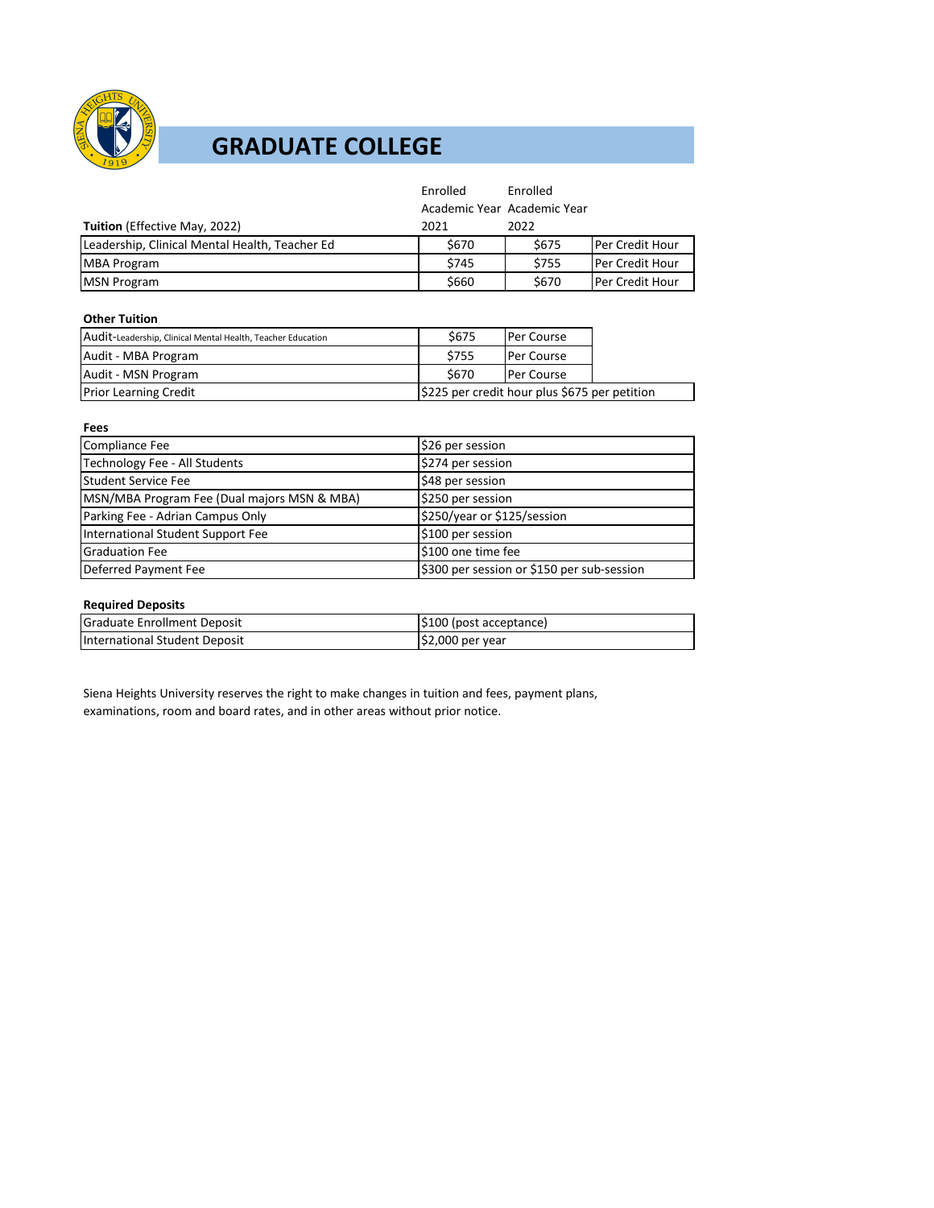# GRADUATE COLLEGE

| **Tuition** (Effective May, 2022) | Enrolled Academic Year 2021 | Enrolled Academic Year 2022 | |
|---|---|---|---|
| Leadership, Clinical Mental Health, Teacher Ed | $670 | $675 | Per Credit Hour |
| MBA Program | $745 | $755 | Per Credit Hour |
| MSN Program | $660 | $670 | Per Credit Hour |

**Other Tuition**

| | | |
|---|---|---|
| Audit-Leadership, Clinical Mental Health, Teacher Education | $675 | Per Course |
| Audit - MBA Program | $755 | Per Course |
| Audit - MSN Program | $670 | Per Course |
| Prior Learning Credit | $225 per credit hour plus $675 per petition | |

**Fees**

| | |
|---|---|
| Compliance Fee | $26 per session |
| Technology Fee - All Students | $274 per session |
| Student Service Fee | $48 per session |
| MSN/MBA Program Fee (Dual majors MSN & MBA) | $250 per session |
| Parking Fee - Adrian Campus Only | $250/year or $125/session |
| International Student Support Fee | $100 per session |
| Graduation Fee | $100 one time fee |
| Deferred Payment Fee | $300 per session or $150 per sub-session |

**Required Deposits**

| | |
|---|---|
| Graduate Enrollment Deposit | $100 (post acceptance) |
| International Student Deposit | $2,000 per year |

Siena Heights University reserves the right to make changes in tuition and fees, payment plans, examinations, room and board rates, and in other areas without prior notice.